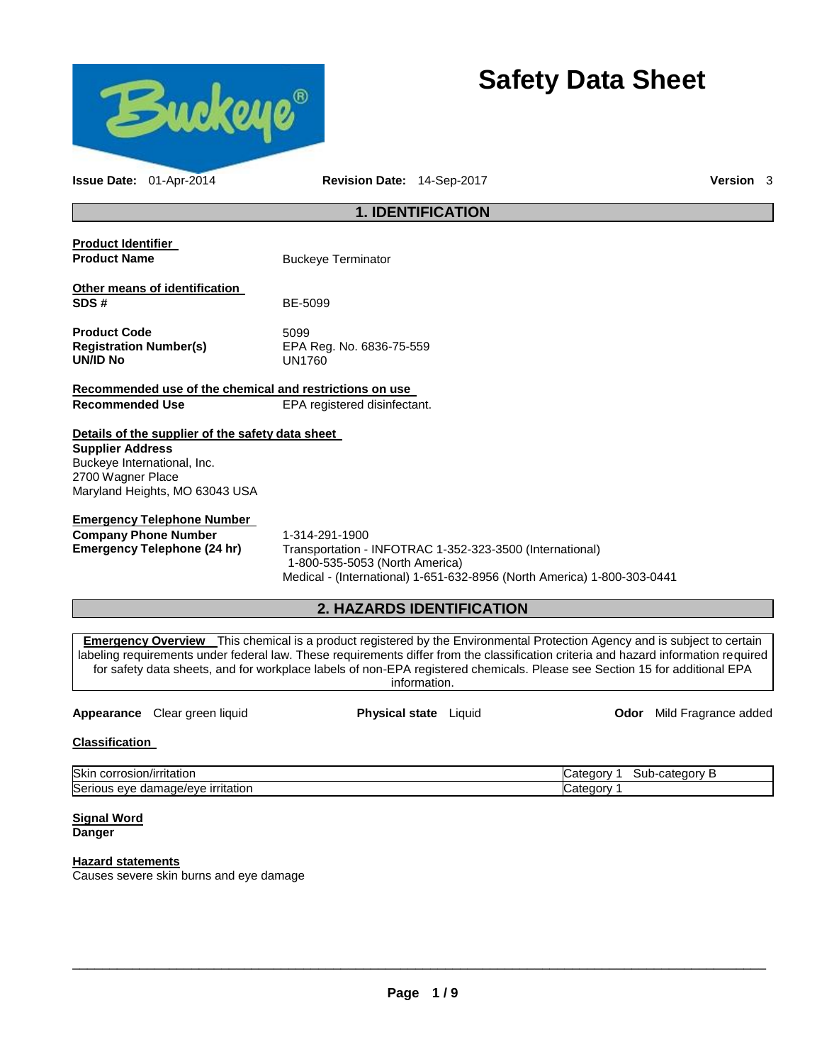# Safety Data Sheet

**Issue Date:** 01-Apr-2014 **Revision Date:** 14-Sep-2017 **Version** 3

## 1. IDENTIFICATION

**Product Identifier**
**Product Name** Buckeye Terminator

**Other means of identification**
**SDS #** BE-5099

**Product Code** 5099
**Registration Number(s)** EPA Reg. No. 6836-75-559
**UN/ID No** UN1760

**Recommended use of the chemical and restrictions on use**
**Recommended Use** EPA registered disinfectant.

**Details of the supplier of the safety data sheet**
**Supplier Address**
Buckeye International, Inc.
2700 Wagner Place
Maryland Heights, MO 63043 USA

**Emergency Telephone Number**
**Company Phone Number** 1-314-291-1900
**Emergency Telephone (24 hr)** Transportation - INFOTRAC 1-352-323-3500 (International)
1-800-535-5053 (North America)
Medical - (International) 1-651-632-8956 (North America) 1-800-303-0441

## 2. HAZARDS IDENTIFICATION

**Emergency Overview** This chemical is a product registered by the Environmental Protection Agency and is subject to certain labeling requirements under federal law. These requirements differ from the classification criteria and hazard information required for safety data sheets, and for workplace labels of non-EPA registered chemicals. Please see Section 15 for additional EPA information.

**Appearance** Clear green liquid **Physical state** Liquid **Odor** Mild Fragrance added

**Classification**

| | |
|---|---|
| Skin corrosion/irritation | Category 1 Sub-category B |
| Serious eye damage/eye irritation | Category 1 |

**Signal Word**
**Danger**

**Hazard statements**
Causes severe skin burns and eye damage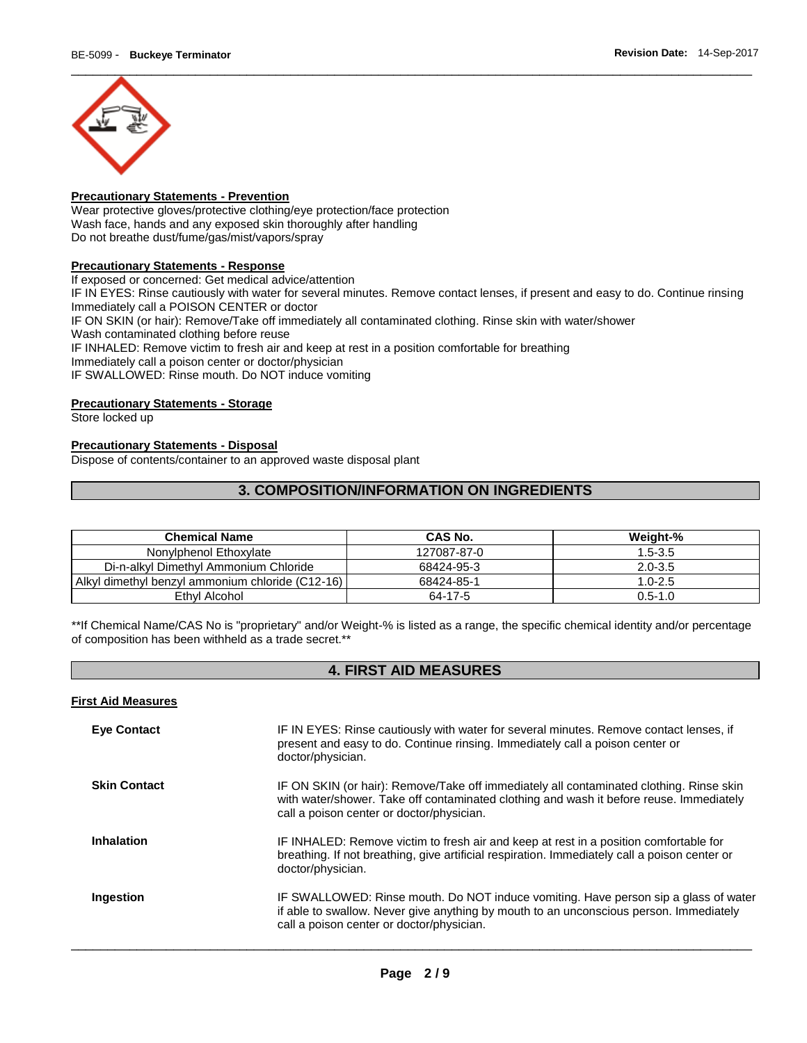#### Precautionary Statements - Prevention

Wear protective gloves/protective clothing/eye protection/face protection
Wash face, hands and any exposed skin thoroughly after handling
Do not breathe dust/fume/gas/mist/vapors/spray

#### Precautionary Statements - Response

If exposed or concerned: Get medical advice/attention
IF IN EYES: Rinse cautiously with water for several minutes. Remove contact lenses, if present and easy to do. Continue rinsing
Immediately call a POISON CENTER or doctor
IF ON SKIN (or hair): Remove/Take off immediately all contaminated clothing. Rinse skin with water/shower
Wash contaminated clothing before reuse
IF INHALED: Remove victim to fresh air and keep at rest in a position comfortable for breathing
Immediately call a poison center or doctor/physician
IF SWALLOWED: Rinse mouth. Do NOT induce vomiting

#### Precautionary Statements - Storage

Store locked up

#### Precautionary Statements - Disposal

Dispose of contents/container to an approved waste disposal plant

## 3. COMPOSITION/INFORMATION ON INGREDIENTS

| Chemical Name | CAS No. | Weight-% |
|---|---|---|
| Nonylphenol Ethoxylate | 127087-87-0 | 1.5-3.5 |
| Di-n-alkyl Dimethyl Ammonium Chloride | 68424-95-3 | 2.0-3.5 |
| Alkyl dimethyl benzyl ammonium chloride (C12-16) | 68424-85-1 | 1.0-2.5 |
| Ethyl Alcohol | 64-17-5 | 0.5-1.0 |

**If Chemical Name/CAS No is "proprietary" and/or Weight-% is listed as a range, the specific chemical identity and/or percentage of composition has been withheld as a trade secret.**

## 4. FIRST AID MEASURES

#### First Aid Measures

**Eye Contact**
IF IN EYES: Rinse cautiously with water for several minutes. Remove contact lenses, if present and easy to do. Continue rinsing. Immediately call a poison center or doctor/physician.

**Skin Contact**
IF ON SKIN (or hair): Remove/Take off immediately all contaminated clothing. Rinse skin with water/shower. Take off contaminated clothing and wash it before reuse. Immediately call a poison center or doctor/physician.

**Inhalation**
IF INHALED: Remove victim to fresh air and keep at rest in a position comfortable for breathing. If not breathing, give artificial respiration. Immediately call a poison center or doctor/physician.

**Ingestion**
IF SWALLOWED: Rinse mouth. Do NOT induce vomiting. Have person sip a glass of water if able to swallow. Never give anything by mouth to an unconscious person. Immediately call a poison center or doctor/physician.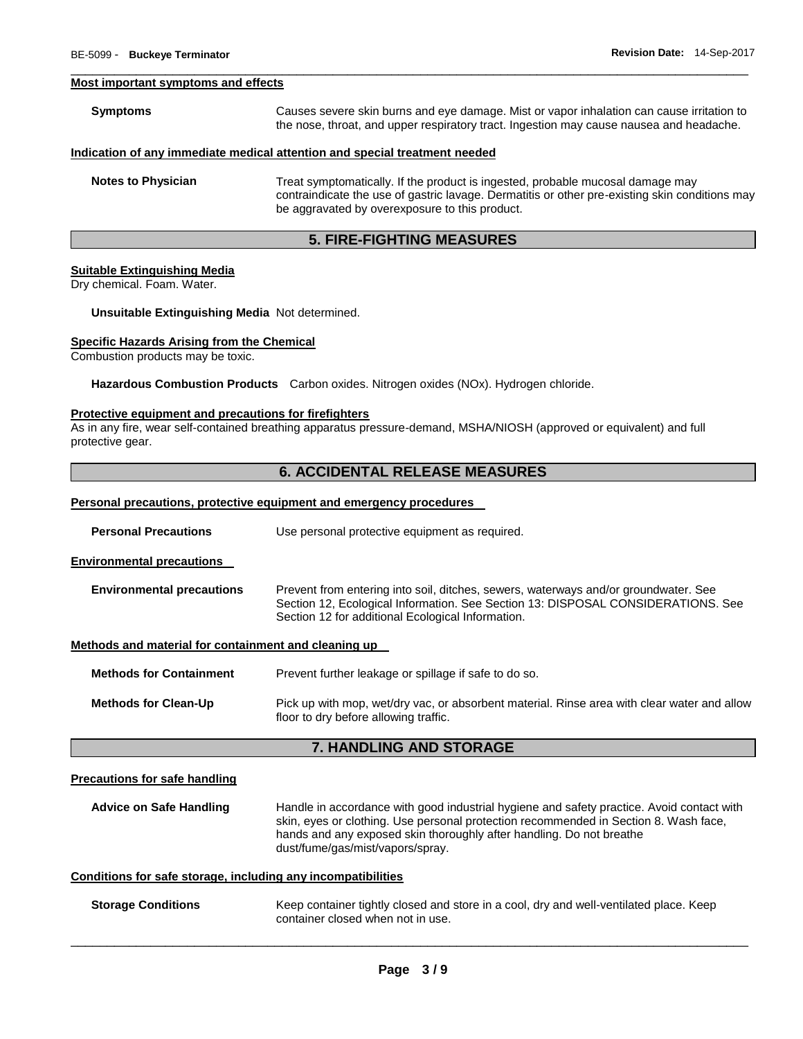#### Most important symptoms and effects

**Symptoms** Causes severe skin burns and eye damage. Mist or vapor inhalation can cause irritation to the nose, throat, and upper respiratory tract. Ingestion may cause nausea and headache.

#### Indication of any immediate medical attention and special treatment needed

**Notes to Physician** Treat symptomatically. If the product is ingested, probable mucosal damage may contraindicate the use of gastric lavage. Dermatitis or other pre-existing skin conditions may be aggravated by overexposure to this product.

## 5. FIRE-FIGHTING MEASURES

#### Suitable Extinguishing Media

Dry chemical. Foam. Water.

**Unsuitable Extinguishing Media** Not determined.

#### Specific Hazards Arising from the Chemical

Combustion products may be toxic.

**Hazardous Combustion Products** Carbon oxides. Nitrogen oxides (NOx). Hydrogen chloride.

#### Protective equipment and precautions for firefighters

As in any fire, wear self-contained breathing apparatus pressure-demand, MSHA/NIOSH (approved or equivalent) and full protective gear.

## 6. ACCIDENTAL RELEASE MEASURES

#### Personal precautions, protective equipment and emergency procedures

**Personal Precautions** Use personal protective equipment as required.

#### Environmental precautions

**Environmental precautions** Prevent from entering into soil, ditches, sewers, waterways and/or groundwater. See Section 12, Ecological Information. See Section 13: DISPOSAL CONSIDERATIONS. See Section 12 for additional Ecological Information.

#### Methods and material for containment and cleaning up

**Methods for Containment** Prevent further leakage or spillage if safe to do so.

**Methods for Clean-Up** Pick up with mop, wet/dry vac, or absorbent material. Rinse area with clear water and allow floor to dry before allowing traffic.

## 7. HANDLING AND STORAGE

#### Precautions for safe handling

**Advice on Safe Handling** Handle in accordance with good industrial hygiene and safety practice. Avoid contact with skin, eyes or clothing. Use personal protection recommended in Section 8. Wash face, hands and any exposed skin thoroughly after handling. Do not breathe dust/fume/gas/mist/vapors/spray.

#### Conditions for safe storage, including any incompatibilities

**Storage Conditions** Keep container tightly closed and store in a cool, dry and well-ventilated place. Keep container closed when not in use.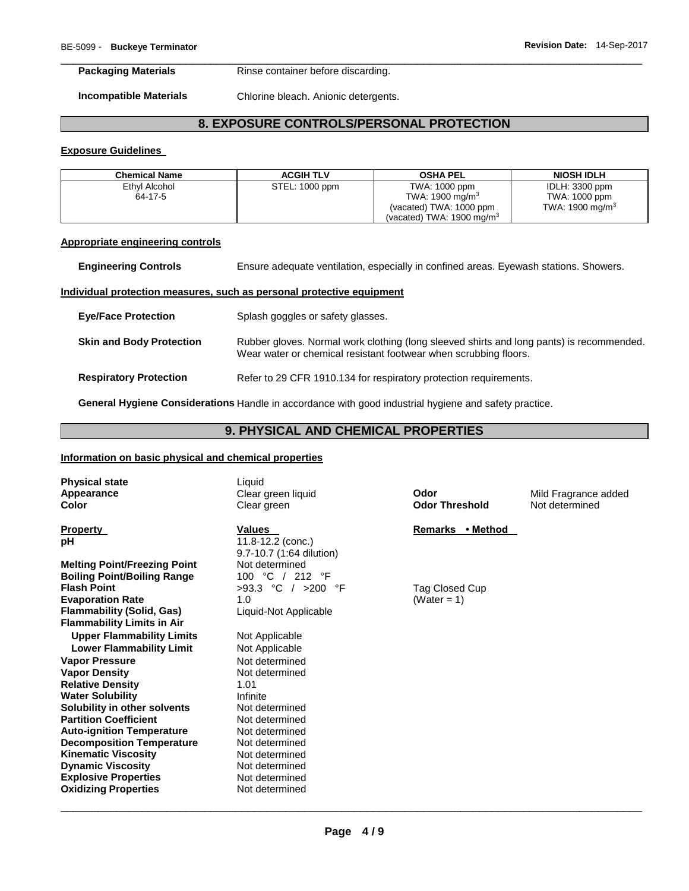| | |
|---|---|
| **Packaging Materials** | Rinse container before discarding. |
| **Incompatible Materials** | Chlorine bleach. Anionic detergents. |

## 8. EXPOSURE CONTROLS/PERSONAL PROTECTION

### Exposure Guidelines

| Chemical Name | ACGIH TLV | OSHA PEL | NIOSH IDLH |
|---|---|---|---|
| Ethyl Alcohol<br>64-17-5 | STEL: 1000 ppm | TWA: 1000 ppm<br>TWA: 1900 mg/m$^3$<br>(vacated) TWA: 1000 ppm<br>(vacated) TWA: 1900 mg/m$^3$ | IDLH: 3300 ppm<br>TWA: 1000 ppm<br>TWA: 1900 mg/m$^3$ |

### Appropriate engineering controls

| | |
|---|---|
| **Engineering Controls** | Ensure adequate ventilation, especially in confined areas. Eyewash stations. Showers. |

### Individual protection measures, such as personal protective equipment

| | |
|---|---|
| **Eye/Face Protection** | Splash goggles or safety glasses. |
| **Skin and Body Protection** | Rubber gloves. Normal work clothing (long sleeved shirts and long pants) is recommended. Wear water or chemical resistant footwear when scrubbing floors. |
| **Respiratory Protection** | Refer to 29 CFR 1910.134 for respiratory protection requirements. |
| **General Hygiene Considerations** | Handle in accordance with good industrial hygiene and safety practice. |

## 9. PHYSICAL AND CHEMICAL PROPERTIES

### Information on basic physical and chemical properties

| | | | |
|---|---|---|---|
| **Physical state** | Liquid | | |
| **Appearance** | Clear green liquid | **Odor** | Mild Fragrance added |
| **Color** | Clear green | **Odor Threshold** | Not determined |

| Property | Values | Remarks • Method |
|---|---|---|
| **pH** | 11.8-12.2 (conc.)<br>9.7-10.7 (1:64 dilution) | |
| **Melting Point/Freezing Point** | Not determined | |
| **Boiling Point/Boiling Range** | 100 °C / 212 °F | |
| **Flash Point** | >93.3 °C / >200 °F | Tag Closed Cup |
| **Evaporation Rate** | 1.0 | (Water = 1) |
| **Flammability (Solid, Gas)** | Liquid-Not Applicable | |
| **Flammability Limits in Air** | | |
| **Upper Flammability Limits** | Not Applicable | |
| **Lower Flammability Limit** | Not Applicable | |
| **Vapor Pressure** | Not determined | |
| **Vapor Density** | Not determined | |
| **Relative Density** | 1.01 | |
| **Water Solubility** | Infinite | |
| **Solubility in other solvents** | Not determined | |
| **Partition Coefficient** | Not determined | |
| **Auto-ignition Temperature** | Not determined | |
| **Decomposition Temperature** | Not determined | |
| **Kinematic Viscosity** | Not determined | |
| **Dynamic Viscosity** | Not determined | |
| **Explosive Properties** | Not determined | |
| **Oxidizing Properties** | Not determined | |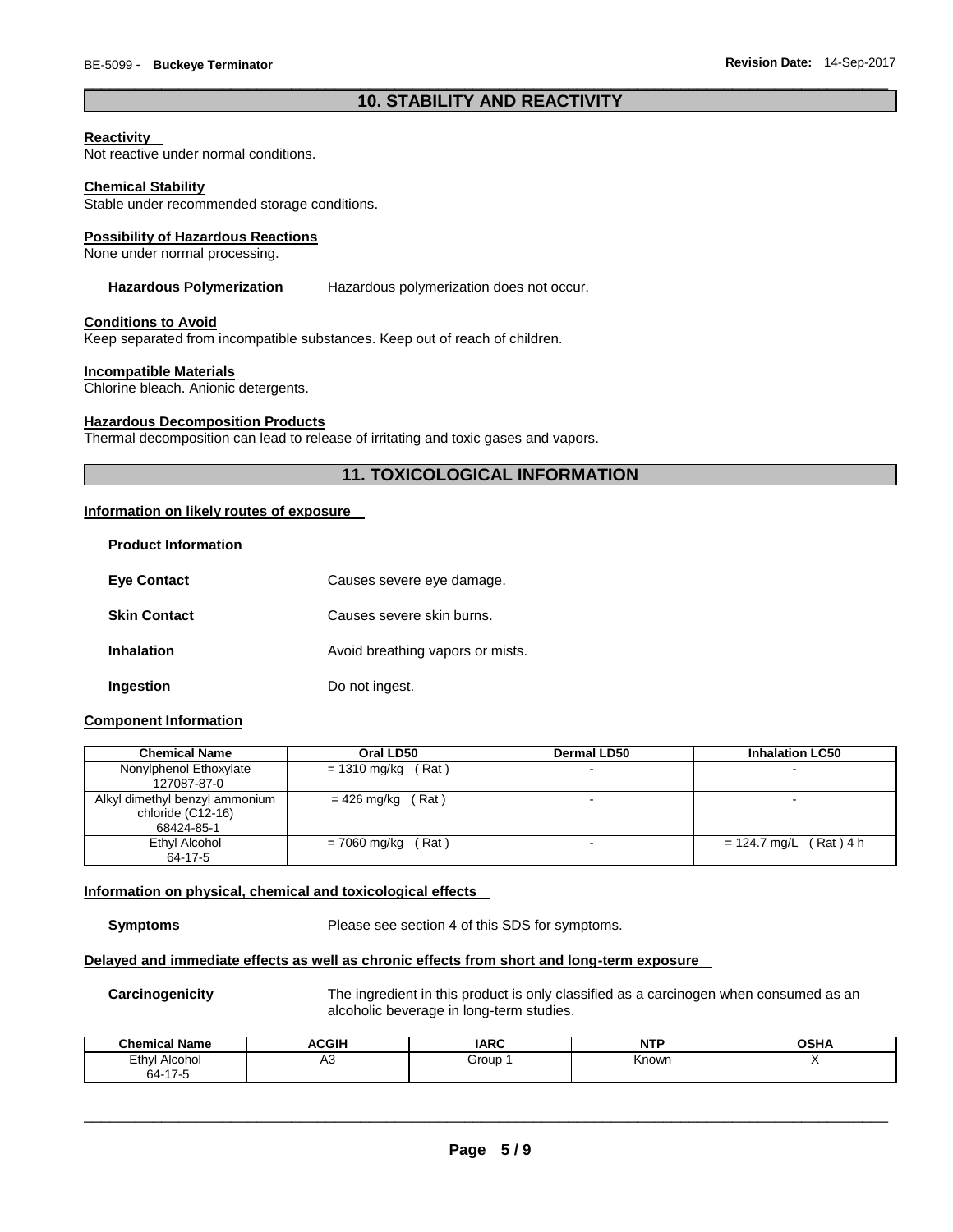## 10. STABILITY AND REACTIVITY

**Reactivity**
Not reactive under normal conditions.

**Chemical Stability**
Stable under recommended storage conditions.

**Possibility of Hazardous Reactions**
None under normal processing.

**Hazardous Polymerization** Hazardous polymerization does not occur.

**Conditions to Avoid**
Keep separated from incompatible substances. Keep out of reach of children.

**Incompatible Materials**
Chlorine bleach. Anionic detergents.

**Hazardous Decomposition Products**
Thermal decomposition can lead to release of irritating and toxic gases and vapors.

## 11. TOXICOLOGICAL INFORMATION

**Information on likely routes of exposure**

**Product Information**

**Eye Contact** Causes severe eye damage.

**Skin Contact** Causes severe skin burns.

**Inhalation** Avoid breathing vapors or mists.

**Ingestion** Do not ingest.

**Component Information**

| Chemical Name | Oral LD50 | Dermal LD50 | Inhalation LC50 |
|---|---|---|---|
| Nonylphenol Ethoxylate 127087-87-0 | = 1310 mg/kg ( Rat ) | - | - |
| Alkyl dimethyl benzyl ammonium chloride (C12-16) 68424-85-1 | = 426 mg/kg ( Rat ) | - | - |
| Ethyl Alcohol 64-17-5 | = 7060 mg/kg ( Rat ) | - | = 124.7 mg/L ( Rat ) 4 h |

**Information on physical, chemical and toxicological effects**

**Symptoms** Please see section 4 of this SDS for symptoms.

**Delayed and immediate effects as well as chronic effects from short and long-term exposure**

**Carcinogenicity** The ingredient in this product is only classified as a carcinogen when consumed as an alcoholic beverage in long-term studies.

| Chemical Name | ACGIH | IARC | NTP | OSHA |
|---|---|---|---|---|
| Ethyl Alcohol 64-17-5 | A3 | Group 1 | Known | X |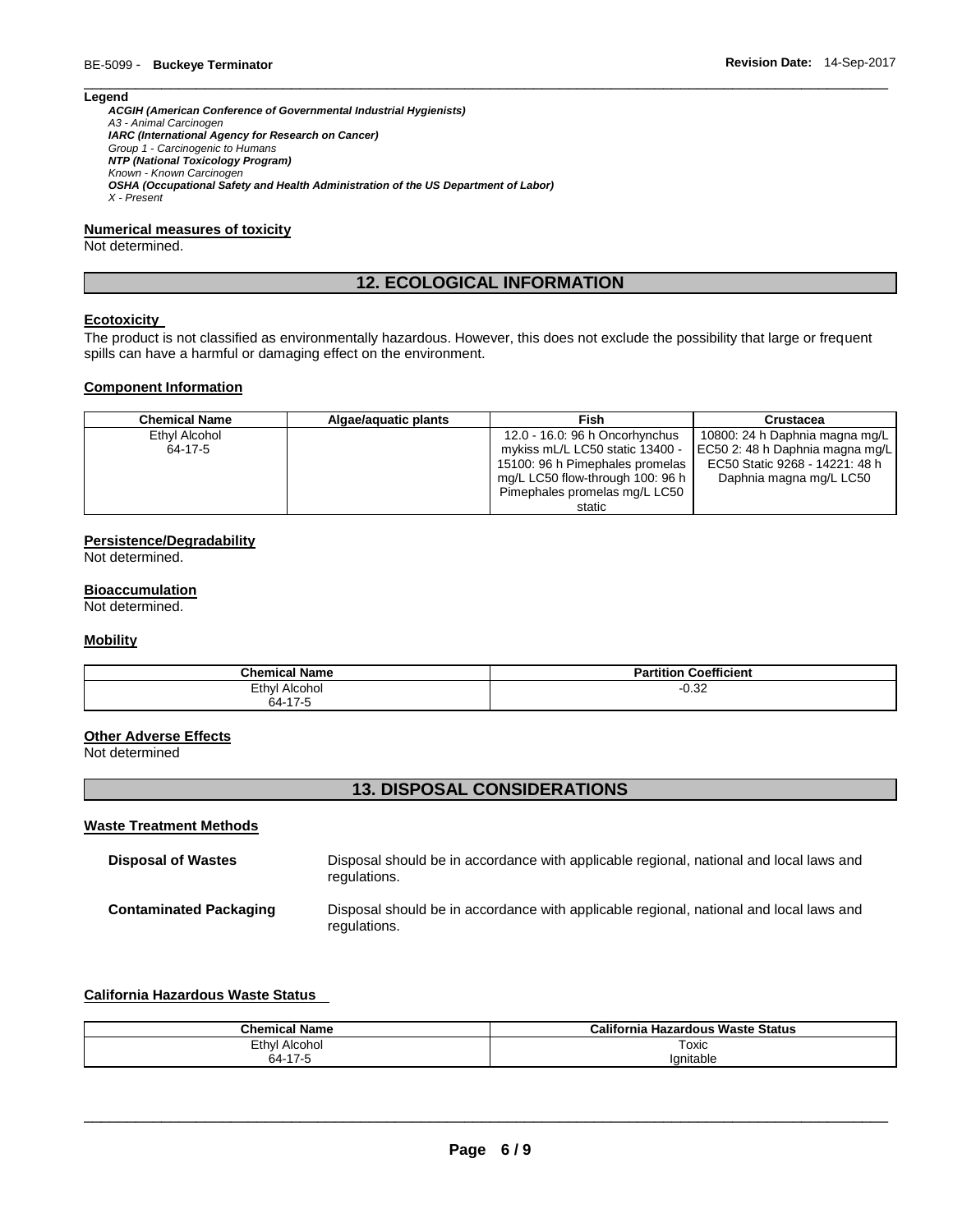**Legend**

***ACGIH (American Conference of Governmental Industrial Hygienists)***
*A3 - Animal Carcinogen*
***IARC (International Agency for Research on Cancer)***
*Group 1 - Carcinogenic to Humans*
***NTP (National Toxicology Program)***
*Known - Known Carcinogen*
***OSHA (Occupational Safety and Health Administration of the US Department of Labor)***
*X - Present*

**Numerical measures of toxicity**

Not determined.

## 12. ECOLOGICAL INFORMATION

**Ecotoxicity**

The product is not classified as environmentally hazardous. However, this does not exclude the possibility that large or frequent spills can have a harmful or damaging effect on the environment.

**Component Information**

| Chemical Name | Algae/aquatic plants | Fish | Crustacea |
|---|---|---|---|
| Ethyl Alcohol 64-17-5 | | 12.0 - 16.0: 96 h Oncorhynchus mykiss mL/L LC50 static 13400 - 15100: 96 h Pimephales promelas mg/L LC50 flow-through 100: 96 h Pimephales promelas mg/L LC50 static | 10800: 24 h Daphnia magna mg/L EC50 2: 48 h Daphnia magna mg/L EC50 Static 9268 - 14221: 48 h Daphnia magna mg/L LC50 |

**Persistence/Degradability**

Not determined.

**Bioaccumulation**

Not determined.

**Mobility**

| Chemical Name | Partition Coefficient |
|---|---|
| Ethyl Alcohol 64-17-5 | -0.32 |

**Other Adverse Effects**

Not determined

## 13. DISPOSAL CONSIDERATIONS

**Waste Treatment Methods**

**Disposal of Wastes** — Disposal should be in accordance with applicable regional, national and local laws and regulations.

**Contaminated Packaging** — Disposal should be in accordance with applicable regional, national and local laws and regulations.

**California Hazardous Waste Status**

| Chemical Name | California Hazardous Waste Status |
|---|---|
| Ethyl Alcohol 64-17-5 | Toxic Ignitable |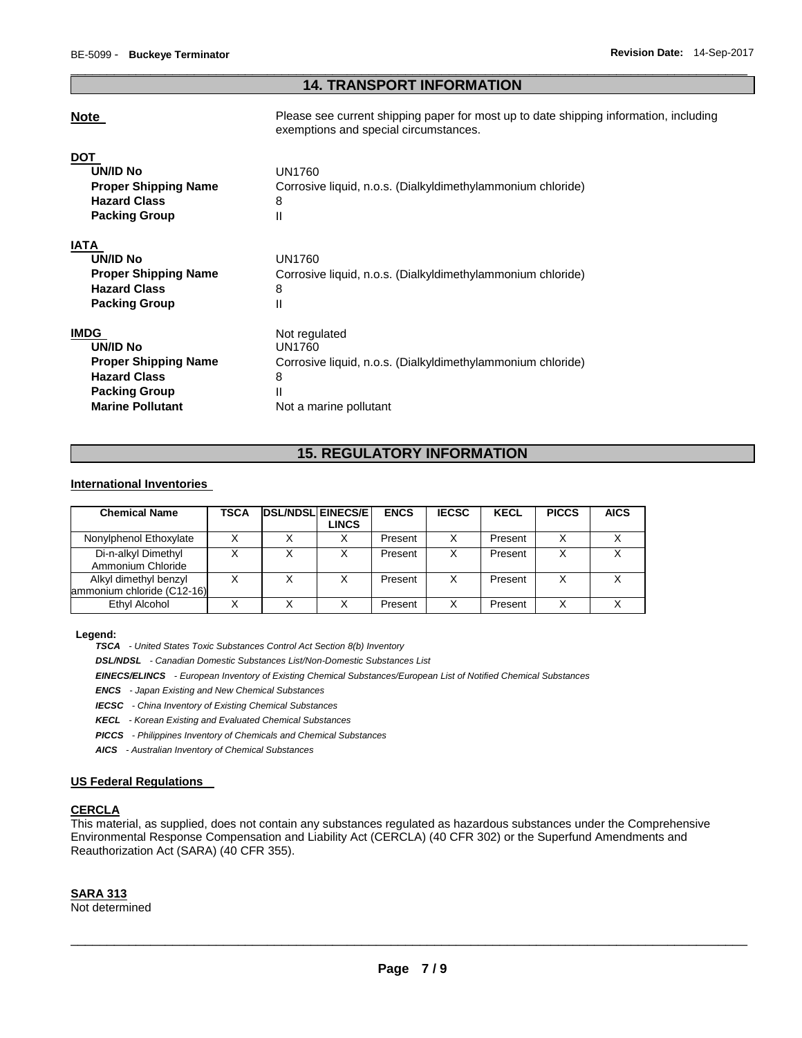## 14. TRANSPORT INFORMATION

**Note** Please see current shipping paper for most up to date shipping information, including exemptions and special circumstances.

**DOT**

| | |
|---|---|
| **UN/ID No** | UN1760 |
| **Proper Shipping Name** | Corrosive liquid, n.o.s. (Dialkyldimethylammonium chloride) |
| **Hazard Class** | 8 |
| **Packing Group** | II |

**IATA**

| | |
|---|---|
| **UN/ID No** | UN1760 |
| **Proper Shipping Name** | Corrosive liquid, n.o.s. (Dialkyldimethylammonium chloride) |
| **Hazard Class** | 8 |
| **Packing Group** | II |

**IMDG** Not regulated

| | |
|---|---|
| **UN/ID No** | UN1760 |
| **Proper Shipping Name** | Corrosive liquid, n.o.s. (Dialkyldimethylammonium chloride) |
| **Hazard Class** | 8 |
| **Packing Group** | II |
| **Marine Pollutant** | Not a marine pollutant |

## 15. REGULATORY INFORMATION

### International Inventories

| Chemical Name | TSCA | DSL/NDSL | EINECS/ELINCS | ENCS | IECSC | KECL | PICCS | AICS |
|---|---|---|---|---|---|---|---|---|
| Nonylphenol Ethoxylate | X | X | X | Present | X | Present | X | X |
| Di-n-alkyl Dimethyl Ammonium Chloride | X | X | X | Present | X | Present | X | X |
| Alkyl dimethyl benzyl ammonium chloride (C12-16) | X | X | X | Present | X | Present | X | X |
| Ethyl Alcohol | X | X | X | Present | X | Present | X | X |

**Legend:**

***TSCA*** *- United States Toxic Substances Control Act Section 8(b) Inventory*

***DSL/NDSL*** *- Canadian Domestic Substances List/Non-Domestic Substances List*

***EINECS/ELINCS*** *- European Inventory of Existing Chemical Substances/European List of Notified Chemical Substances*

***ENCS*** *- Japan Existing and New Chemical Substances*

***IECSC*** *- China Inventory of Existing Chemical Substances*

***KECL*** *- Korean Existing and Evaluated Chemical Substances*

***PICCS*** *- Philippines Inventory of Chemicals and Chemical Substances*

***AICS*** *- Australian Inventory of Chemical Substances*

### US Federal Regulations

**CERCLA**

This material, as supplied, does not contain any substances regulated as hazardous substances under the Comprehensive Environmental Response Compensation and Liability Act (CERCLA) (40 CFR 302) or the Superfund Amendments and Reauthorization Act (SARA) (40 CFR 355).

**SARA 313**

Not determined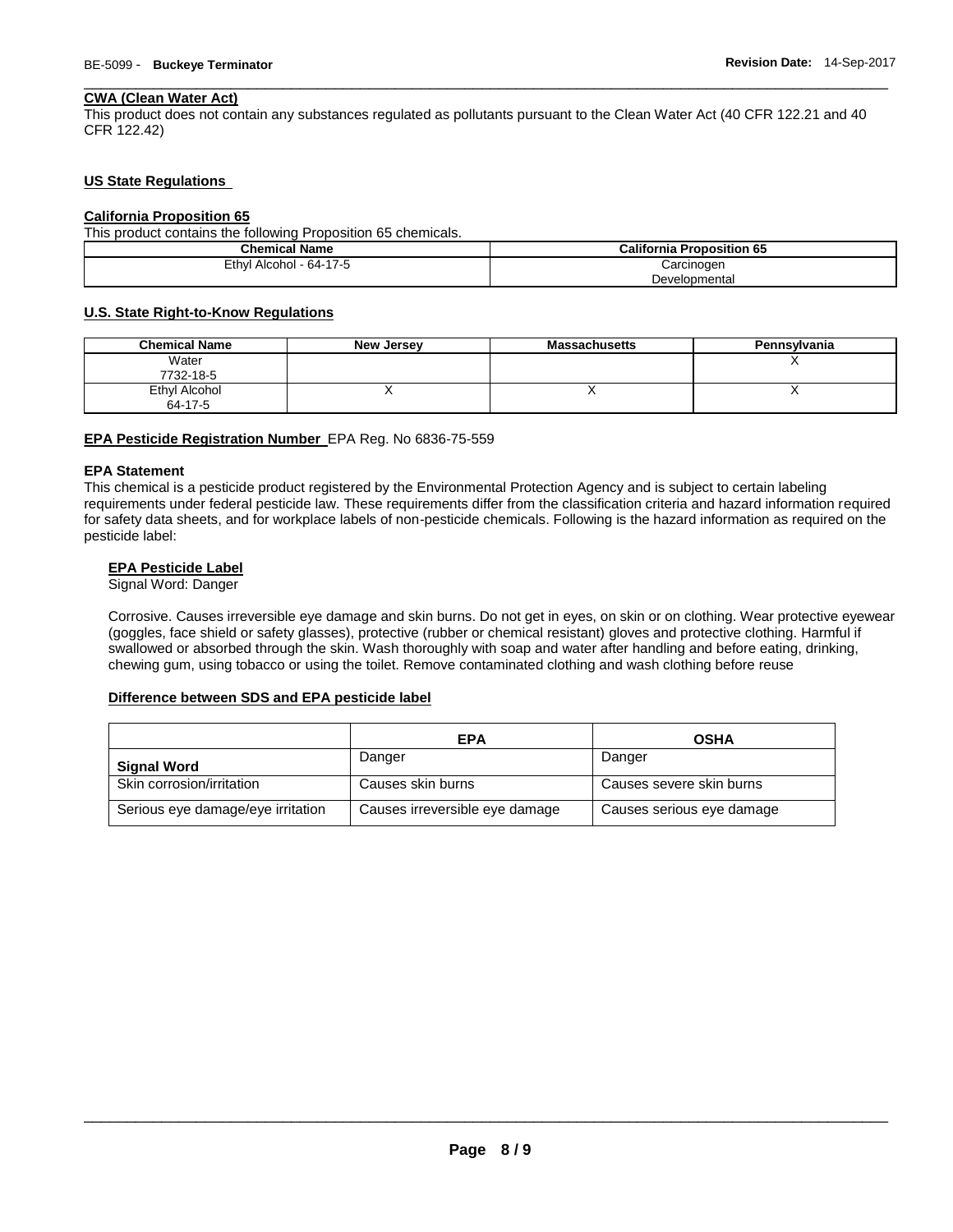### CWA (Clean Water Act)

This product does not contain any substances regulated as pollutants pursuant to the Clean Water Act (40 CFR 122.21 and 40 CFR 122.42)

### US State Regulations

### California Proposition 65

This product contains the following Proposition 65 chemicals.

| Chemical Name | California Proposition 65 |
|---|---|
| Ethyl Alcohol - 64-17-5 | Carcinogen<br>Developmental |

### U.S. State Right-to-Know Regulations

| Chemical Name | New Jersey | Massachusetts | Pennsylvania |
|---|---|---|---|
| Water<br>7732-18-5 | | | X |
| Ethyl Alcohol<br>64-17-5 | X | X | X |

**EPA Pesticide Registration Number** EPA Reg. No 6836-75-559

### EPA Statement

This chemical is a pesticide product registered by the Environmental Protection Agency and is subject to certain labeling requirements under federal pesticide law. These requirements differ from the classification criteria and hazard information required for safety data sheets, and for workplace labels of non-pesticide chemicals. Following is the hazard information as required on the pesticide label:

#### EPA Pesticide Label

Signal Word: Danger

Corrosive. Causes irreversible eye damage and skin burns. Do not get in eyes, on skin or on clothing. Wear protective eyewear (goggles, face shield or safety glasses), protective (rubber or chemical resistant) gloves and protective clothing. Harmful if swallowed or absorbed through the skin. Wash thoroughly with soap and water after handling and before eating, drinking, chewing gum, using tobacco or using the toilet. Remove contaminated clothing and wash clothing before reuse

#### Difference between SDS and EPA pesticide label

| | EPA | OSHA |
|---|---|---|
| Signal Word | Danger | Danger |
| Skin corrosion/irritation | Causes skin burns | Causes severe skin burns |
| Serious eye damage/eye irritation | Causes irreversible eye damage | Causes serious eye damage |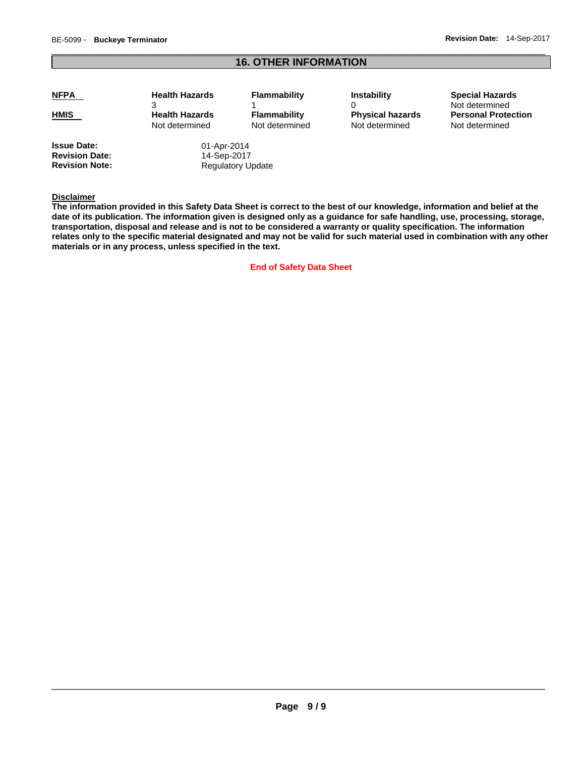## 16. OTHER INFORMATION

| | | | | |
|---|---|---|---|---|
| **NFPA** | **Health Hazards** 3 | **Flammability** 1 | **Instability** 0 | **Special Hazards** Not determined |
| **HMIS** | **Health Hazards** Not determined | **Flammability** Not determined | **Physical hazards** Not determined | **Personal Protection** Not determined |

**Issue Date:** 01-Apr-2014
**Revision Date:** 14-Sep-2017
**Revision Note:** Regulatory Update

**Disclaimer**

**The information provided in this Safety Data Sheet is correct to the best of our knowledge, information and belief at the date of its publication. The information given is designed only as a guidance for safe handling, use, processing, storage, transportation, disposal and release and is not to be considered a warranty or quality specification. The information relates only to the specific material designated and may not be valid for such material used in combination with any other materials or in any process, unless specified in the text.**

**End of Safety Data Sheet**